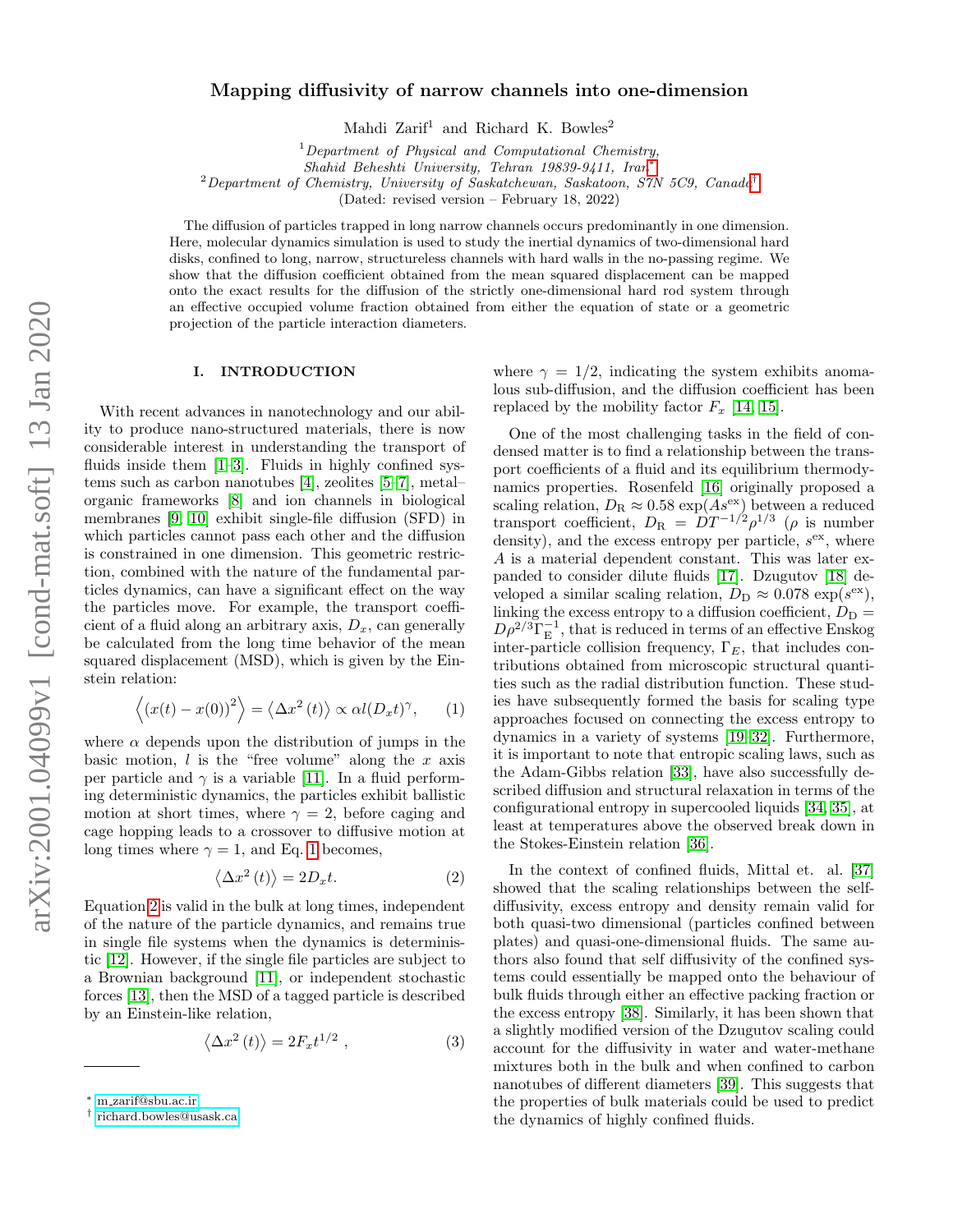# Mapping diffusivity of narrow channels into one-dimension

Mahdi Zarif[1] and Richard K. Bowles[2]

[1] *Department of Physical and Computational Chemistry, Shahid Beheshti University, Tehran 19839-9411, Iran*[*]

[2] *Department of Chemistry, University of Saskatchewan, Saskatoon, S7N 5C9, Canada*[†]

(Dated: revised version – February 18, 2022)

The diffusion of particles trapped in long narrow channels occurs predominantly in one dimension. Here, molecular dynamics simulation is used to study the inertial dynamics of two-dimensional hard disks, confined to long, narrow, structureless channels with hard walls in the no-passing regime. We show that the diffusion coefficient obtained from the mean squared displacement can be mapped onto the exact results for the diffusion of the strictly one-dimensional hard rod system through an effective occupied volume fraction obtained from either the equation of state or a geometric projection of the particle interaction diameters.

## I. INTRODUCTION

With recent advances in nanotechnology and our ability to produce nano-structured materials, there is now considerable interest in understanding the transport of fluids inside them [1–3]. Fluids in highly confined systems such as carbon nanotubes [4], zeolites [5–7], metal–organic frameworks [8] and ion channels in biological membranes [9, 10] exhibit single-file diffusion (SFD) in which particles cannot pass each other and the diffusion is constrained in one dimension. This geometric restriction, combined with the nature of the fundamental particles dynamics, can have a significant effect on the way the particles move. For example, the transport coefficient of a fluid along an arbitrary axis, $D_x$, can generally be calculated from the long time behavior of the mean squared displacement (MSD), which is given by the Einstein relation:

$$\left\langle \left(x(t) - x(0)\right)^2 \right\rangle = \left\langle \Delta x^2\left(t\right) \right\rangle \propto \alpha l (D_x t)^{\gamma}, \qquad (1)$$

where $\alpha$ depends upon the distribution of jumps in the basic motion, $l$ is the "free volume" along the $x$ axis per particle and $\gamma$ is a variable [11]. In a fluid performing deterministic dynamics, the particles exhibit ballistic motion at short times, where $\gamma = 2$, before caging and cage hopping leads to a crossover to diffusive motion at long times where $\gamma = 1$, and Eq. 1 becomes,

$$\left\langle \Delta x^2\left(t\right) \right\rangle = 2D_x t. \qquad (2)$$

Equation 2 is valid in the bulk at long times, independent of the nature of the particle dynamics, and remains true in single file systems when the dynamics is deterministic [12]. However, if the single file particles are subject to a Brownian background [11], or independent stochastic forces [13], then the MSD of a tagged particle is described by an Einstein-like relation,

$$\left\langle \Delta x^2\left(t\right) \right\rangle = 2F_x t^{1/2} \ , \qquad (3)$$

where $\gamma = 1/2$, indicating the system exhibits anomalous sub-diffusion, and the diffusion coefficient has been replaced by the mobility factor $F_x$ [14, 15].

One of the most challenging tasks in the field of condensed matter is to find a relationship between the transport coefficients of a fluid and its equilibrium thermodynamics properties. Rosenfeld [16] originally proposed a scaling relation, $D_{\rm R} \approx 0.58 \exp(As^{\rm ex})$ between a reduced transport coefficient, $D_{\rm R} = DT^{-1/2}\rho^{1/3}$ ($\rho$ is number density), and the excess entropy per particle, $s^{\rm ex}$, where $A$ is a material dependent constant. This was later expanded to consider dilute fluids [17]. Dzugutov [18] developed a similar scaling relation, $D_{\rm D} \approx 0.078 \exp(s^{\rm ex})$, linking the excess entropy to a diffusion coefficient, $D_{\rm D} = D\rho^{2/3}\Gamma_{\rm E}^{-1}$, that is reduced in terms of an effective Enskog inter-particle collision frequency, $\Gamma_E$, that includes contributions obtained from microscopic structural quantities such as the radial distribution function. These studies have subsequently formed the basis for scaling type approaches focused on connecting the excess entropy to dynamics in a variety of systems [19–32]. Furthermore, it is important to note that entropic scaling laws, such as the Adam-Gibbs relation [33], have also successfully described diffusion and structural relaxation in terms of the configurational entropy in supercooled liquids [34, 35], at least at temperatures above the observed break down in the Stokes-Einstein relation [36].

In the context of confined fluids, Mittal et. al. [37] showed that the scaling relationships between the self-diffusivity, excess entropy and density remain valid for both quasi-two dimensional (particles confined between plates) and quasi-one-dimensional fluids. The same authors also found that self diffusivity of the confined systems could essentially be mapped onto the behaviour of bulk fluids through either an effective packing fraction or the excess entropy [38]. Similarly, it has been shown that a slightly modified version of the Dzugutov scaling could account for the diffusivity in water and water-methane mixtures both in the bulk and when confined to carbon nanotubes of different diameters [39]. This suggests that the properties of bulk materials could be used to predict the dynamics of highly confined fluids.

---

[*] m_zarif@sbu.ac.ir

[†] richard.bowles@usask.ca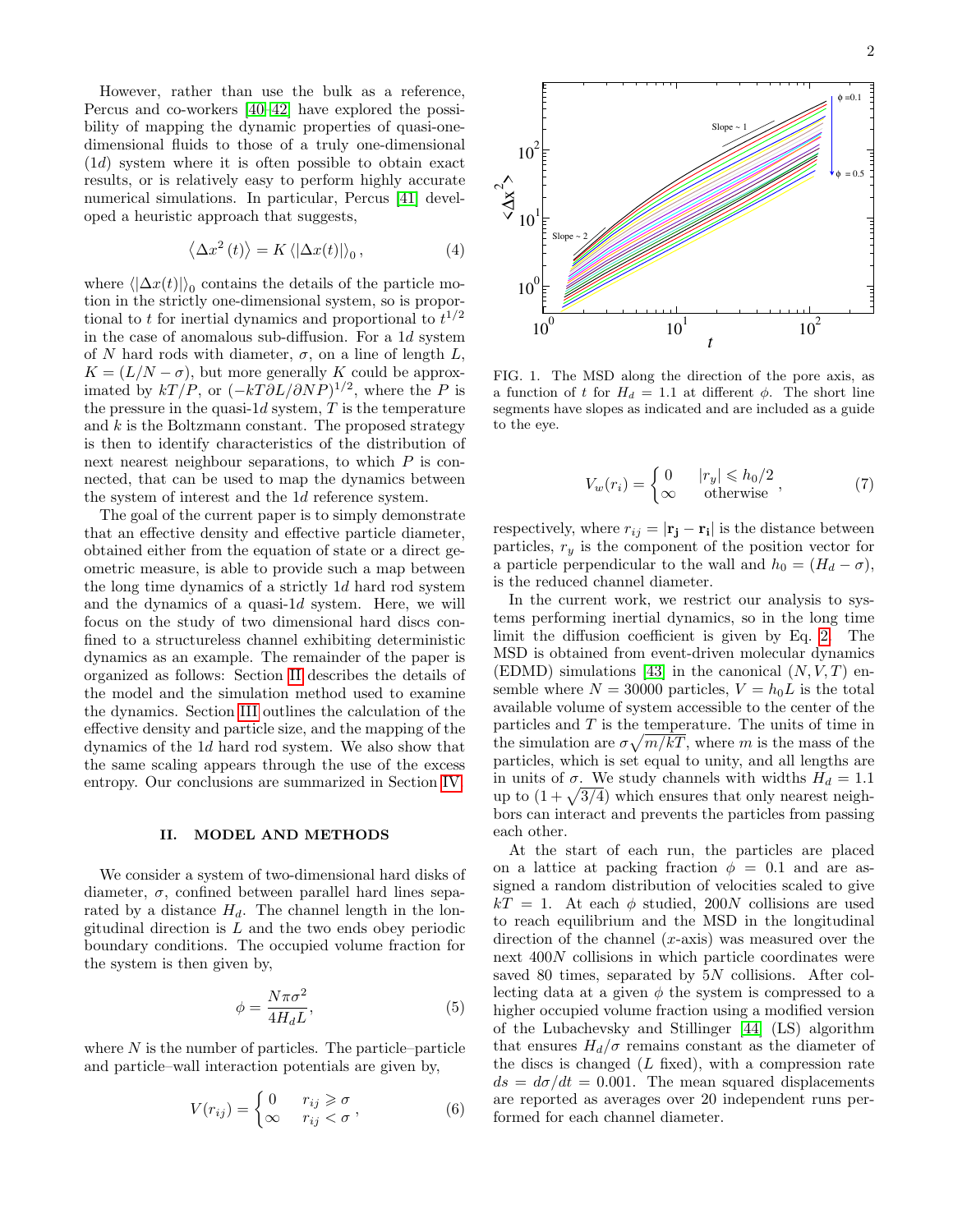However, rather than use the bulk as a reference, Percus and co-workers [40–42] have explored the possibility of mapping the dynamic properties of quasi-one-dimensional fluids to those of a truly one-dimensional ($1d$) system where it is often possible to obtain exact results, or is relatively easy to perform highly accurate numerical simulations. In particular, Percus [41] developed a heuristic approach that suggests,

$$\left\langle \Delta x^2(t) \right\rangle = K \left\langle |\Delta x(t)| \right\rangle_0, \tag{4}$$

where $\langle |\Delta x(t)| \rangle_0$ contains the details of the particle motion in the strictly one-dimensional system, so is proportional to $t$ for inertial dynamics and proportional to $t^{1/2}$ in the case of anomalous sub-diffusion. For a $1d$ system of $N$ hard rods with diameter, $\sigma$, on a line of length $L$, $K = (L/N - \sigma)$, but more generally $K$ could be approximated by $kT/P$, or $(-kT\partial L/\partial NP)^{1/2}$, where the $P$ is the pressure in the quasi-$1d$ system, $T$ is the temperature and $k$ is the Boltzmann constant. The proposed strategy is then to identify characteristics of the distribution of next nearest neighbour separations, to which $P$ is connected, that can be used to map the dynamics between the system of interest and the $1d$ reference system.

The goal of the current paper is to simply demonstrate that an effective density and effective particle diameter, obtained either from the equation of state or a direct geometric measure, is able to provide such a map between the long time dynamics of a strictly $1d$ hard rod system and the dynamics of a quasi-$1d$ system. Here, we will focus on the study of two dimensional hard discs confined to a structureless channel exhibiting deterministic dynamics as an example. The remainder of the paper is organized as follows: Section II describes the details of the model and the simulation method used to examine the dynamics. Section III outlines the calculation of the effective density and particle size, and the mapping of the dynamics of the $1d$ hard rod system. We also show that the same scaling appears through the use of the excess entropy. Our conclusions are summarized in Section IV.

## II. MODEL AND METHODS

We consider a system of two-dimensional hard disks of diameter, $\sigma$, confined between parallel hard lines separated by a distance $H_d$. The channel length in the longitudinal direction is $L$ and the two ends obey periodic boundary conditions. The occupied volume fraction for the system is then given by,

$$\phi = \frac{N\pi\sigma^2}{4H_dL}, \tag{5}$$

where $N$ is the number of particles. The particle–particle and particle–wall interaction potentials are given by,

$$V(r_{ij}) = \begin{cases} 0 & r_{ij} \geqslant \sigma \\ \infty & r_{ij} < \sigma \end{cases}, \tag{6}$$

$$V_w(r_i) = \begin{cases} 0 & |r_y| \leqslant h_0/2 \\ \infty & \text{otherwise} \end{cases}, \tag{7}$$

respectively, where $r_{ij} = |\mathbf{r_j} - \mathbf{r_i}|$ is the distance between particles, $r_y$ is the component of the position vector for a particle perpendicular to the wall and $h_0 = (H_d - \sigma)$, is the reduced channel diameter.

In the current work, we restrict our analysis to systems performing inertial dynamics, so in the long time limit the diffusion coefficient is given by Eq. 2. The MSD is obtained from event-driven molecular dynamics (EDMD) simulations [43] in the canonical $(N, V, T)$ ensemble where $N = 30000$ particles, $V = h_0L$ is the total available volume of system accessible to the center of the particles and $T$ is the temperature. The units of time in the simulation are $\sigma\sqrt{m/kT}$, where $m$ is the mass of the particles, which is set equal to unity, and all lengths are in units of $\sigma$. We study channels with widths $H_d = 1.1$ up to $(1 + \sqrt{3/4})$ which ensures that only nearest neighbors can interact and prevents the particles from passing each other.

At the start of each run, the particles are placed on a lattice at packing fraction $\phi = 0.1$ and are assigned a random distribution of velocities scaled to give $kT = 1$. At each $\phi$ studied, $200N$ collisions are used to reach equilibrium and the MSD in the longitudinal direction of the channel ($x$-axis) was measured over the next $400N$ collisions in which particle coordinates were saved 80 times, separated by $5N$ collisions. After collecting data at a given $\phi$ the system is compressed to a higher occupied volume fraction using a modified version of the Lubachevsky and Stillinger [44] (LS) algorithm that ensures $H_d/\sigma$ remains constant as the diameter of the discs is changed ($L$ fixed), with a compression rate $ds = d\sigma/dt = 0.001$. The mean squared displacements are reported as averages over 20 independent runs performed for each channel diameter.

$\phi = 0.1$
$\phi = 0.5$
Slope ~ 1
Slope ~ 2
$\langle \Delta x^2 \rangle$
$10^2$
$10^1$
$10^0$
$10^0$
$10^1$
$10^2$
$t$

FIG. 1. The MSD along the direction of the pore axis, as a function of $t$ for $H_d = 1.1$ at different $\phi$. The short line segments have slopes as indicated and are included as a guide to the eye.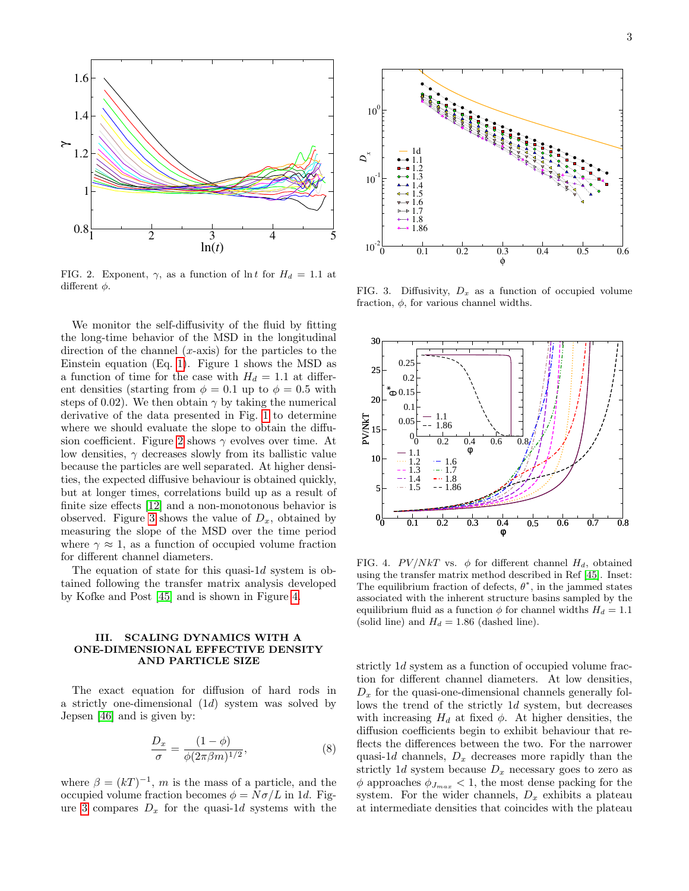1.6
1.4
1.2
1
0.8
γ
1
2
3
4
5
ln($t$)

FIG. 2. Exponent, $\gamma$, as a function of $\ln t$ for $H_d = 1.1$ at different $\phi$.

$10^0$
$10^{-1}$
$10^{-2}$
$D_x$
0
0.1
0.2
0.3
0.4
0.5
0.6
ϕ
1d
1.1
1.2
1.3
1.4
1.5
1.6
1.7
1.8
1.86

FIG. 3. Diffusivity, $D_x$ as a function of occupied volume fraction, $\phi$, for various channel widths.

We monitor the self-diffusivity of the fluid by fitting the long-time behavior of the MSD in the longitudinal direction of the channel ($x$-axis) for the particles to the Einstein equation (Eq. 1). Figure 1 shows the MSD as a function of time for the case with $H_d = 1.1$ at different densities (starting from $\phi = 0.1$ up to $\phi = 0.5$ with steps of 0.02). We then obtain $\gamma$ by taking the numerical derivative of the data presented in Fig. 1 to determine where we should evaluate the slope to obtain the diffusion coefficient. Figure 2 shows $\gamma$ evolves over time. At low densities, $\gamma$ decreases slowly from its ballistic value because the particles are well separated. At higher densities, the expected diffusive behaviour is obtained quickly, but at longer times, correlations build up as a result of finite size effects [12] and a non-monotonous behavior is observed. Figure 3 shows the value of $D_x$, obtained by measuring the slope of the MSD over the time period where $\gamma \approx 1$, as a function of occupied volume fraction for different channel diameters.

The equation of state for this quasi-1$d$ system is obtained following the transfer matrix analysis developed by Kofke and Post [45] and is shown in Figure 4.

30
25
20
15
10
5
0
PV/NkT
0
0.1
0.2
0.3
0.4
0.5
0.6
0.7
0.8
φ
0.25
0.2
0.15
0.1
0.05
0
θ*
0
0.2
0.4
0.6
0.8
φ
1.1
1.86
1.1
1.2
1.3
1.4
1.5
1.6
1.7
1.8
1.86

FIG. 4. $PV/NkT$ vs. $\phi$ for different channel $H_d$, obtained using the transfer matrix method described in Ref [45]. Inset: The equilibrium fraction of defects, $\theta^*$, in the jammed states associated with the inherent structure basins sampled by the equilibrium fluid as a function $\phi$ for channel widths $H_d = 1.1$ (solid line) and $H_d = 1.86$ (dashed line).

## III. SCALING DYNAMICS WITH A ONE-DIMENSIONAL EFFECTIVE DENSITY AND PARTICLE SIZE

The exact equation for diffusion of hard rods in a strictly one-dimensional (1$d$) system was solved by Jepsen [46] and is given by:

$$\frac{D_x}{\sigma} = \frac{(1-\phi)}{\phi(2\pi\beta m)^{1/2}}, \tag{8}$$

where $\beta = (kT)^{-1}$, $m$ is the mass of a particle, and the occupied volume fraction becomes $\phi = N\sigma/L$ in 1$d$. Figure 3 compares $D_x$ for the quasi-1$d$ systems with the strictly 1$d$ system as a function of occupied volume fraction for different channel diameters. At low densities, $D_x$ for the quasi-one-dimensional channels generally follows the trend of the strictly 1$d$ system, but decreases with increasing $H_d$ at fixed $\phi$. At higher densities, the diffusion coefficients begin to exhibit behaviour that reflects the differences between the two. For the narrower quasi-1$d$ channels, $D_x$ decreases more rapidly than the strictly 1$d$ system because $D_x$ necessary goes to zero as $\phi$ approaches $\phi_{J_{max}} < 1$, the most dense packing for the system. For the wider channels, $D_x$ exhibits a plateau at intermediate densities that coincides with the plateau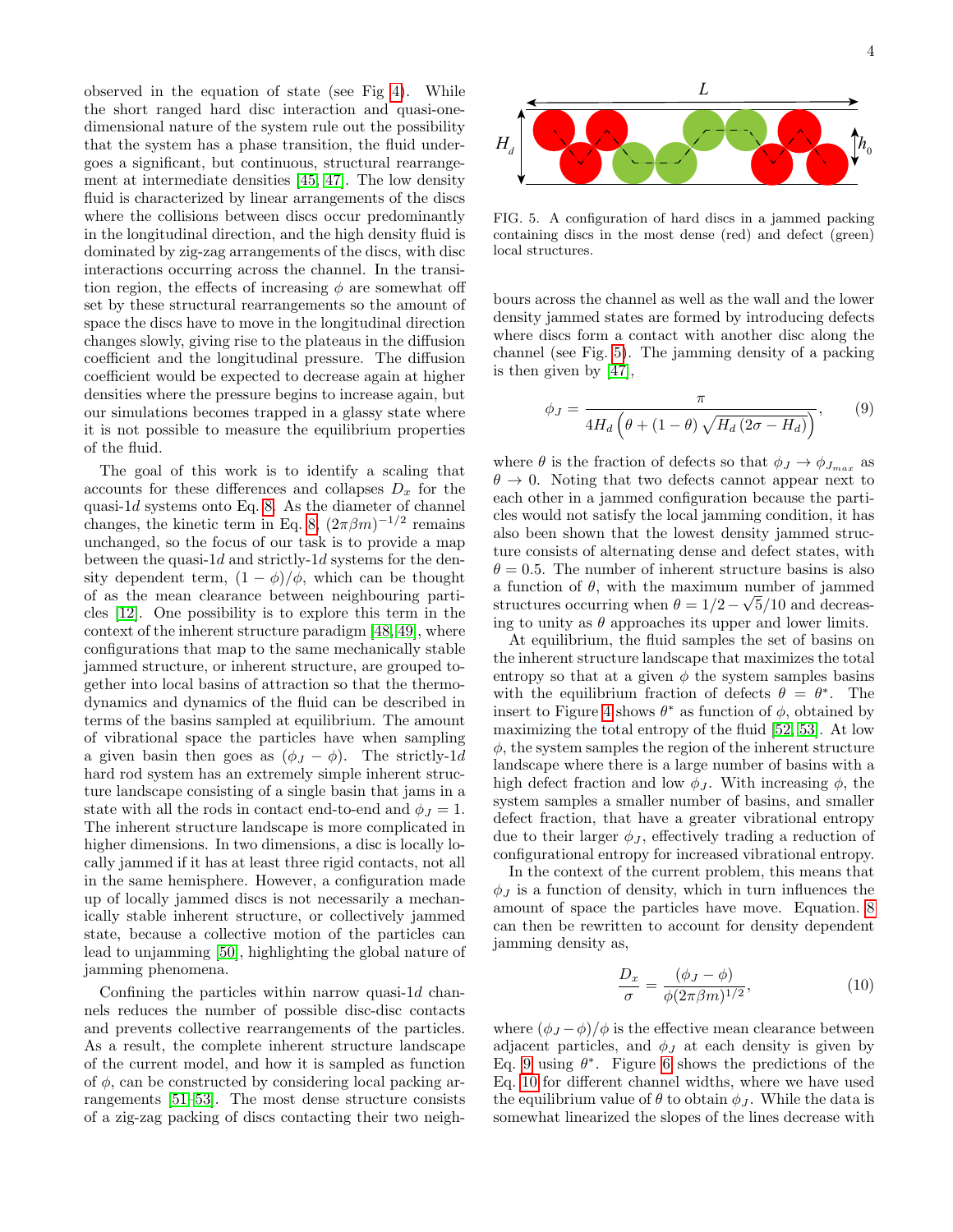observed in the equation of state (see Fig 4). While the short ranged hard disc interaction and quasi-one-dimensional nature of the system rule out the possibility that the system has a phase transition, the fluid undergoes a significant, but continuous, structural rearrangement at intermediate densities [45, 47]. The low density fluid is characterized by linear arrangements of the discs where the collisions between discs occur predominantly in the longitudinal direction, and the high density fluid is dominated by zig-zag arrangements of the discs, with disc interactions occurring across the channel. In the transition region, the effects of increasing $\phi$ are somewhat off set by these structural rearrangements so the amount of space the discs have to move in the longitudinal direction changes slowly, giving rise to the plateaus in the diffusion coefficient and the longitudinal pressure. The diffusion coefficient would be expected to decrease again at higher densities where the pressure begins to increase again, but our simulations becomes trapped in a glassy state where it is not possible to measure the equilibrium properties of the fluid.

The goal of this work is to identify a scaling that accounts for these differences and collapses $D_x$ for the quasi-1$d$ systems onto Eq. 8. As the diameter of channel changes, the kinetic term in Eq. 8, $(2\pi\beta m)^{-1/2}$ remains unchanged, so the focus of our task is to provide a map between the quasi-1$d$ and strictly-1$d$ systems for the density dependent term, $(1-\phi)/\phi$, which can be thought of as the mean clearance between neighbouring particles [12]. One possibility is to explore this term in the context of the inherent structure paradigm [48, 49], where configurations that map to the same mechanically stable jammed structure, or inherent structure, are grouped together into local basins of attraction so that the thermodynamics and dynamics of the fluid can be described in terms of the basins sampled at equilibrium. The amount of vibrational space the particles have when sampling a given basin then goes as $(\phi_J - \phi)$. The strictly-1$d$ hard rod system has an extremely simple inherent structure landscape consisting of a single basin that jams in a state with all the rods in contact end-to-end and $\phi_J = 1$. The inherent structure landscape is more complicated in higher dimensions. In two dimensions, a disc is locally locally jammed if it has at least three rigid contacts, not all in the same hemisphere. However, a configuration made up of locally jammed discs is not necessarily a mechanically stable inherent structure, or collectively jammed state, because a collective motion of the particles can lead to unjamming [50], highlighting the global nature of jamming phenomena.

Confining the particles within narrow quasi-1$d$ channels reduces the number of possible disc-disc contacts and prevents collective rearrangements of the particles. As a result, the complete inherent structure landscape of the current model, and how it is sampled as function of $\phi$, can be constructed by considering local packing arrangements [51–53]. The most dense structure consists of a zig-zag packing of discs contacting their two neighbours across the channel as well as the wall and the lower density jammed states are formed by introducing defects where discs form a contact with another disc along the channel (see Fig. 5). The jamming density of a packing is then given by [47],

L

$H_d$

$h_0$

FIG. 5. A configuration of hard discs in a jammed packing containing discs in the most dense (red) and defect (green) local structures.

$$\phi_J = \frac{\pi}{4H_d\left(\theta + (1-\theta)\sqrt{H_d\left(2\sigma - H_d\right)}\right)}, \tag{9}$$

where $\theta$ is the fraction of defects so that $\phi_J \to \phi_{J_{max}}$ as $\theta \to 0$. Noting that two defects cannot appear next to each other in a jammed configuration because the particles would not satisfy the local jamming condition, it has also been shown that the lowest density jammed structure consists of alternating dense and defect states, with $\theta = 0.5$. The number of inherent structure basins is also a function of $\theta$, with the maximum number of jammed structures occurring when $\theta = 1/2 - \sqrt{5}/10$ and decreasing to unity as $\theta$ approaches its upper and lower limits.

At equilibrium, the fluid samples the set of basins on the inherent structure landscape that maximizes the total entropy so that at a given $\phi$ the system samples basins with the equilibrium fraction of defects $\theta = \theta^*$. The insert to Figure 4 shows $\theta^*$ as function of $\phi$, obtained by maximizing the total entropy of the fluid [52, 53]. At low $\phi$, the system samples the region of the inherent structure landscape where there is a large number of basins with a high defect fraction and low $\phi_J$. With increasing $\phi$, the system samples a smaller number of basins, and smaller defect fraction, that have a greater vibrational entropy due to their larger $\phi_J$, effectively trading a reduction of configurational entropy for increased vibrational entropy.

In the context of the current problem, this means that $\phi_J$ is a function of density, which in turn influences the amount of space the particles have move. Equation. 8 can then be rewritten to account for density dependent jamming density as,

$$\frac{D_x}{\sigma} = \frac{(\phi_J - \phi)}{\phi(2\pi\beta m)^{1/2}}, \tag{10}$$

where $(\phi_J - \phi)/\phi$ is the effective mean clearance between adjacent particles, and $\phi_J$ at each density is given by Eq. 9 using $\theta^*$. Figure 6 shows the predictions of the Eq. 10 for different channel widths, where we have used the equilibrium value of $\theta$ to obtain $\phi_J$. While the data is somewhat linearized the slopes of the lines decrease with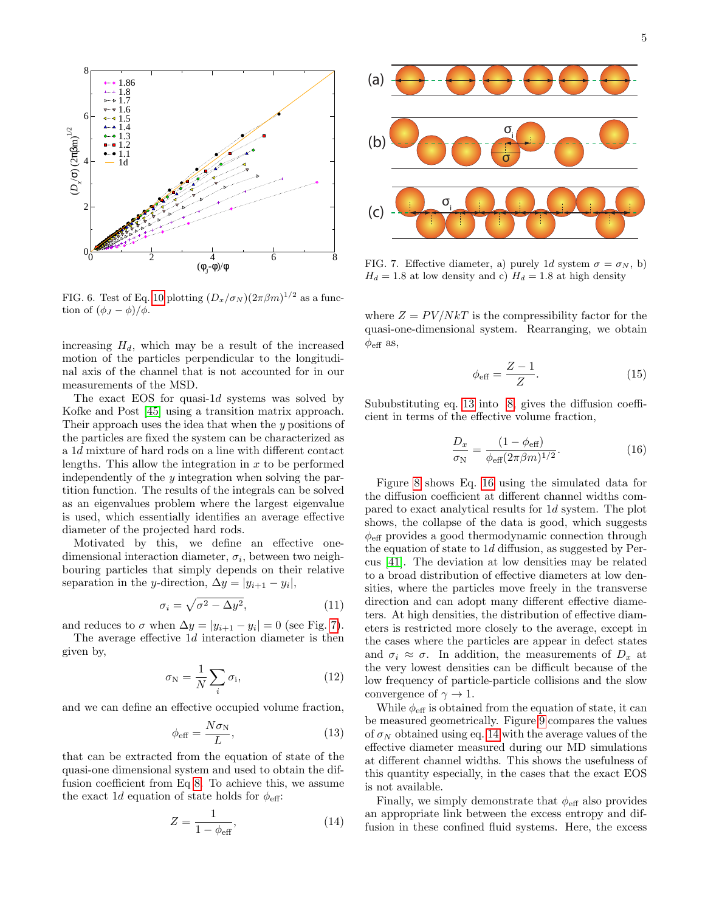8
6
4
2
0
0
2
4
6
8
$(\varphi_J-\varphi)/\varphi$
$(D_x/\sigma)(2\pi\beta m)^{1/2}$
1.86
1.8
1.7
1.6
1.5
1.4
1.3
1.2
1.1
1d

FIG. 6. Test of Eq. 10 plotting $(D_x/\sigma_N)(2\pi\beta m)^{1/2}$ as a function of $(\phi_J - \phi)/\phi$.

increasing $H_d$, which may be a result of the increased motion of the particles perpendicular to the longitudinal axis of the channel that is not accounted for in our measurements of the MSD.

The exact EOS for quasi-1$d$ systems was solved by Kofke and Post [45] using a transition matrix approach. Their approach uses the idea that when the $y$ positions of the particles are fixed the system can be characterized as a 1$d$ mixture of hard rods on a line with different contact lengths. This allow the integration in $x$ to be performed independently of the $y$ integration when solving the partition function. The results of the integrals can be solved as an eigenvalues problem where the largest eigenvalue is used, which essentially identifies an average effective diameter of the projected hard rods.

Motivated by this, we define an effective one-dimensional interaction diameter, $\sigma_i$, between two neighbouring particles that simply depends on their relative separation in the $y$-direction, $\Delta y = |y_{i+1} - y_i|$,

$$\sigma_i = \sqrt{\sigma^2 - \Delta y^2}, \tag{11}$$

and reduces to $\sigma$ when $\Delta y = |y_{i+1} - y_i| = 0$ (see Fig. 7).

The average effective 1$d$ interaction diameter is then given by,

$$\sigma_{\mathrm{N}} = \frac{1}{N}\sum_i \sigma_{\mathrm{i}}, \tag{12}$$

and we can define an effective occupied volume fraction,

$$\phi_{\mathrm{eff}} = \frac{N\sigma_{\mathrm{N}}}{L}, \tag{13}$$

that can be extracted from the equation of state of the quasi-one dimensional system and used to obtain the diffusion coefficient from Eq 8. To achieve this, we assume the exact 1$d$ equation of state holds for $\phi_{\mathrm{eff}}$:

$$Z = \frac{1}{1-\phi_{\mathrm{eff}}}, \tag{14}$$

(a)
(b)
$\sigma_i$
$\sigma$
(c)
$\sigma_i$

FIG. 7. Effective diameter, a) purely 1$d$ system $\sigma = \sigma_N$, b) $H_d = 1.8$ at low density and c) $H_d = 1.8$ at high density

where $Z = PV/NkT$ is the compressibility factor for the quasi-one-dimensional system. Rearranging, we obtain $\phi_{\mathrm{eff}}$ as,

$$\phi_{\mathrm{eff}} = \frac{Z-1}{Z}. \tag{15}$$

Sububstituting eq. 13 into 8, gives the diffusion coefficient in terms of the effective volume fraction,

$$\frac{D_x}{\sigma_{\mathrm{N}}} = \frac{(1-\phi_{\mathrm{eff}})}{\phi_{\mathrm{eff}}(2\pi\beta m)^{1/2}}. \tag{16}$$

Figure 8 shows Eq. 16 using the simulated data for the diffusion coefficient at different channel widths compared to exact analytical results for 1$d$ system. The plot shows, the collapse of the data is good, which suggests $\phi_{\mathrm{eff}}$ provides a good thermodynamic connection through the equation of state to 1$d$ diffusion, as suggested by Percus [41]. The deviation at low densities may be related to a broad distribution of effective diameters at low densities, where the particles move freely in the transverse direction and can adopt many different effective diameters. At high densities, the distribution of effective diameters is restricted more closely to the average, except in the cases where the particles are appear in defect states and $\sigma_i \approx \sigma$. In addition, the measurements of $D_x$ at the very lowest densities can be difficult because of the low frequency of particle-particle collisions and the slow convergence of $\gamma \to 1$.

While $\phi_{\mathrm{eff}}$ is obtained from the equation of state, it can be measured geometrically. Figure 9 compares the values of $\sigma_N$ obtained using eq. 14 with the average values of the effective diameter measured during our MD simulations at different channel widths. This shows the usefulness of this quantity especially, in the cases that the exact EOS is not available.

Finally, we simply demonstrate that $\phi_{\mathrm{eff}}$ also provides an appropriate link between the excess entropy and diffusion in these confined fluid systems. Here, the excess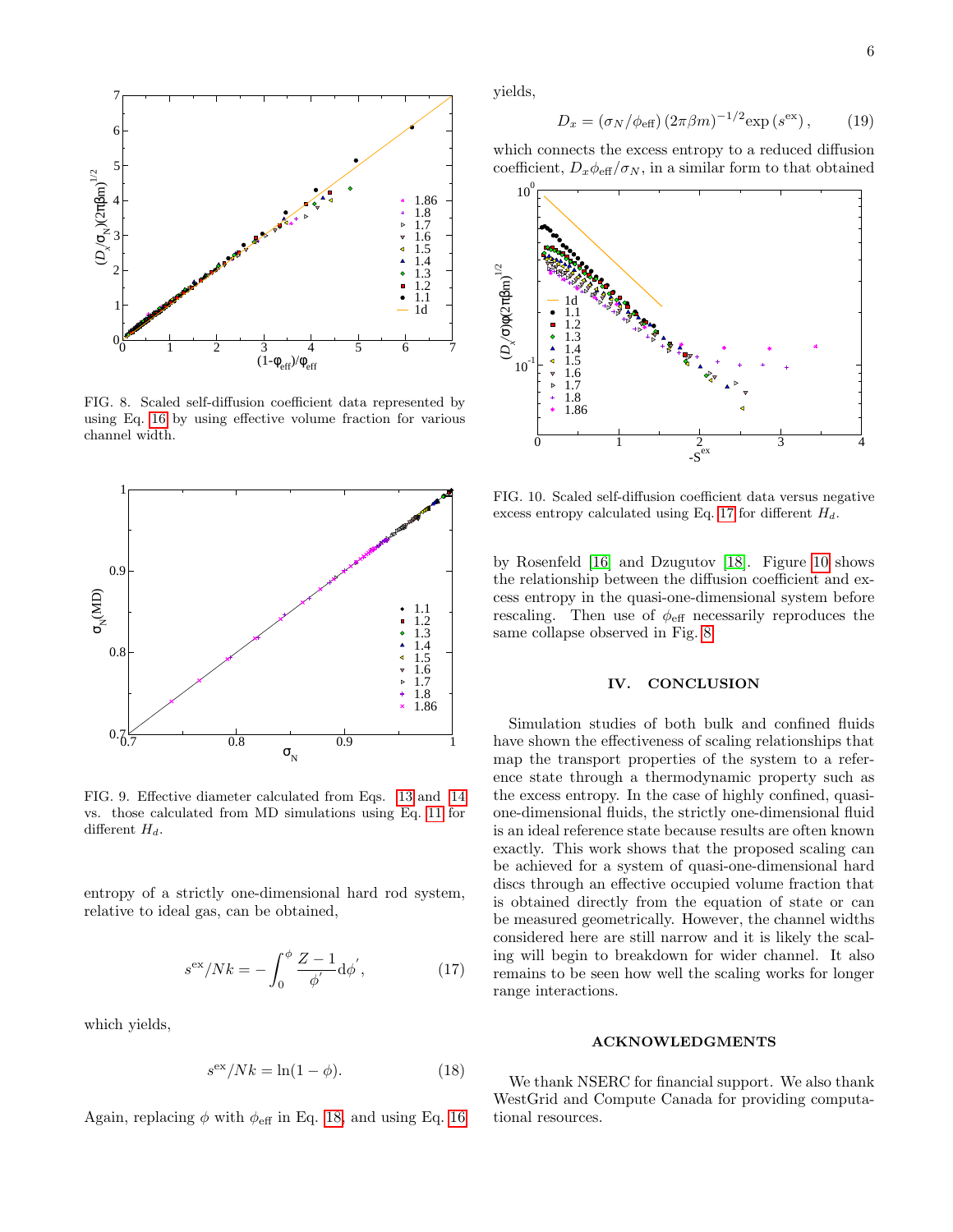7

6

5

4

3

2

1

0

0 1 2 3 4 5 6 7

$(D_x/\sigma_N)(2\pi\beta m)^{1/2}$

$(1-\phi_{\rm eff})/\phi_{\rm eff}$

1.86
1.8
1.7
1.6
1.5
1.4
1.3
1.2
1.1
1d

FIG. 8. Scaled self-diffusion coefficient data represented by using Eq. 16 by using effective volume fraction for various channel width.

1

0.9

0.8

0.7

0.7 0.8 0.9 1

$\sigma_N$(MD)

$\sigma_N$

1.1
1.2
1.3
1.4
1.5
1.6
1.7
1.8
1.86

FIG. 9. Effective diameter calculated from Eqs. 13 and 14 vs. those calculated from MD simulations using Eq. 11 for different $H_d$.

entropy of a strictly one-dimensional hard rod system, relative to ideal gas, can be obtained,

$$s^{\rm ex}/Nk = -\int_0^{\phi} \frac{Z-1}{\phi'}{\rm d}\phi', \tag{17}$$

which yields,

$$s^{\rm ex}/Nk = \ln(1-\phi). \tag{18}$$

Again, replacing $\phi$ with $\phi_{\rm eff}$ in Eq. 18, and using Eq. 16 yields,

$$D_x = (\sigma_N/\phi_{\rm eff})\,(2\pi\beta m)^{-1/2}\exp\left(s^{\rm ex}\right), \tag{19}$$

which connects the excess entropy to a reduced diffusion coefficient, $D_x\phi_{\rm eff}/\sigma_N$, in a similar form to that obtained

$10^0$

$10^{-1}$

0 1 2 3 4

$(D_x/\sigma)\phi(2\pi\beta m)^{1/2}$

$-S^{\rm ex}$

1d
1.1
1.2
1.3
1.4
1.5
1.6
1.7
1.8
1.86

FIG. 10. Scaled self-diffusion coefficient data versus negative excess entropy calculated using Eq. 17 for different $H_d$.

by Rosenfeld [16] and Dzugutov [18]. Figure 10 shows the relationship between the diffusion coefficient and excess entropy in the quasi-one-dimensional system before rescaling. Then use of $\phi_{\rm eff}$ necessarily reproduces the same collapse observed in Fig. 8.

## IV. CONCLUSION

Simulation studies of both bulk and confined fluids have shown the effectiveness of scaling relationships that map the transport properties of the system to a reference state through a thermodynamic property such as the excess entropy. In the case of highly confined, quasi-one-dimensional fluids, the strictly one-dimensional fluid is an ideal reference state because results are often known exactly. This work shows that the proposed scaling can be achieved for a system of quasi-one-dimensional hard discs through an effective occupied volume fraction that is obtained directly from the equation of state or can be measured geometrically. However, the channel widths considered here are still narrow and it is likely the scaling will begin to breakdown for wider channel. It also remains to be seen how well the scaling works for longer range interactions.

## ACKNOWLEDGMENTS

We thank NSERC for financial support. We also thank WestGrid and Compute Canada for providing computational resources.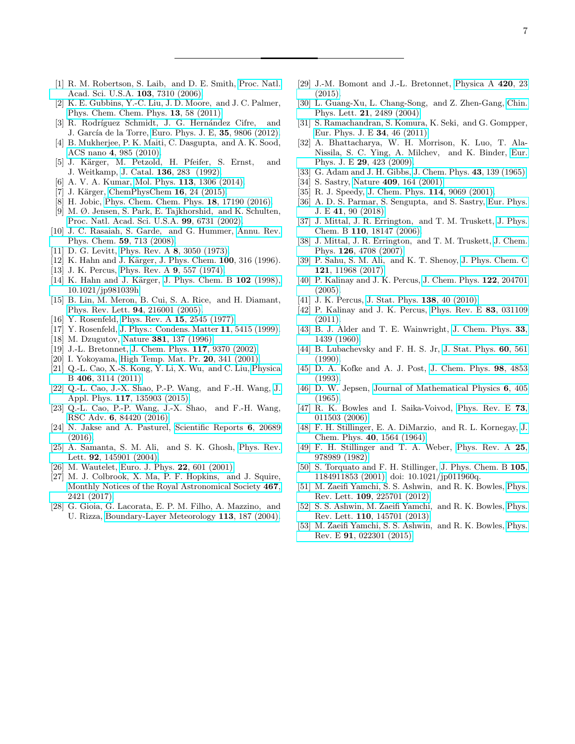[1] R. M. Robertson, S. Laib, and D. E. Smith, Proc. Natl. Acad. Sci. U.S.A. **103**, 7310 (2006).

[2] K. E. Gubbins, Y.-C. Liu, J. D. Moore, and J. C. Palmer, Phys. Chem. Chem. Phys. **13**, 58 (2011).

[3] R. Rodríguez Schmidt, J. G. Hernández Cifre, and J. García de la Torre, Euro. Phys. J. E, **35**, 9806 (2012).

[4] B. Mukherjee, P. K. Maiti, C. Dasgupta, and A. K. Sood, ACS nano **4**, 985 (2010).

[5] J. Kärger, M. Petzold, H. Pfeifer, S. Ernst, and J. Weitkamp, J. Catal. **136**, 283 (1992).

[6] A. V. A. Kumar, Mol. Phys. **113**, 1306 (2014).

[7] J. Kärger, ChemPhysChem **16**, 24 (2015).

[8] H. Jobic, Phys. Chem. Chem. Phys. **18**, 17190 (2016).

[9] M. Ø. Jensen, S. Park, E. Tajkhorshid, and K. Schulten, Proc. Natl. Acad. Sci. U.S.A. **99**, 6731 (2002).

[10] J. C. Rasaiah, S. Garde, and G. Hummer, Annu. Rev. Phys. Chem. **59**, 713 (2008).

[11] D. G. Levitt, Phys. Rev. A **8**, 3050 (1973).

[12] K. Hahn and J. Kärger, J. Phys. Chem. **100**, 316 (1996).

[13] J. K. Percus, Phys. Rev. A **9**, 557 (1974).

[14] K. Hahn and J. Kärger, J. Phys. Chem. B **102** (1998), 10.1021/jp981039h.

[15] B. Lin, M. Meron, B. Cui, S. A. Rice, and H. Diamant, Phys. Rev. Lett. **94**, 216001 (2005).

[16] Y. Rosenfeld, Phys. Rev. A **15**, 2545 (1977).

[17] Y. Rosenfeld, J. Phys.: Condens. Matter **11**, 5415 (1999).

[18] M. Dzugutov, Nature **381**, 137 (1996).

[19] J.-L. Bretonnet, J. Chem. Phys. **117**, 9370 (2002).

[20] I. Yokoyama, High Temp. Mat. Pr. **20**, 341 (2001).

[21] Q.-L. Cao, X.-S. Kong, Y. Li, X. Wu, and C. Liu, Physica B **406**, 3114 (2011).

[22] Q.-L. Cao, J.-X. Shao, P.-P. Wang, and F.-H. Wang, J. Appl. Phys. **117**, 135903 (2015).

[23] Q.-L. Cao, P.-P. Wang, J.-X. Shao, and F.-H. Wang, RSC Adv. **6**, 84420 (2016).

[24] N. Jakse and A. Pasturel, Scientific Reports **6**, 20689 (2016).

[25] A. Samanta, S. M. Ali, and S. K. Ghosh, Phys. Rev. Lett. **92**, 145901 (2004).

[26] M. Wautelet, Euro. J. Phys. **22**, 601 (2001).

[27] M. J. Colbrook, X. Ma, P. F. Hopkins, and J. Squire, Monthly Notices of the Royal Astronomical Society **467**, 2421 (2017).

[28] G. Gioia, G. Lacorata, E. P. M. Filho, A. Mazzino, and U. Rizza, Boundary-Layer Meteorology **113**, 187 (2004).

[29] J.-M. Bomont and J.-L. Bretonnet, Physica A **420**, 23 (2015).

[30] L. Guang-Xu, L. Chang-Song, and Z. Zhen-Gang, Chin. Phys. Lett. **21**, 2489 (2004).

[31] S. Ramachandran, S. Komura, K. Seki, and G. Gompper, Eur. Phys. J. E **34**, 46 (2011).

[32] A. Bhattacharya, W. H. Morrison, K. Luo, T. Ala-Nissila, S. C. Ying, A. Milchev, and K. Binder, Eur. Phys. J. E **29**, 423 (2009).

[33] G. Adam and J. H. Gibbs, J. Chem. Phys. **43**, 139 (1965).

[34] S. Sastry, Nature **409**, 164 (2001).

[35] R. J. Speedy, J. Chem. Phys. **114**, 9069 (2001).

[36] A. D. S. Parmar, S. Sengupta, and S. Sastry, Eur. Phys. J. E **41**, 90 (2018).

[37] J. Mittal, J. R. Errington, and T. M. Truskett, J. Phys. Chem. B **110**, 18147 (2006).

[38] J. Mittal, J. R. Errington, and T. M. Truskett, J. Chem. Phys. **126**, 4708 (2007).

[39] P. Sahu, S. M. Ali, and K. T. Shenoy, J. Phys. Chem. C **121**, 11968 (2017).

[40] P. Kalinay and J. K. Percus, J. Chem. Phys. **122**, 204701 (2005).

[41] J. K. Percus, J. Stat. Phys. **138**, 40 (2010).

[42] P. Kalinay and J. K. Percus, Phys. Rev. E **83**, 031109 (2011).

[43] B. J. Alder and T. E. Wainwright, J. Chem. Phys. **33**, 1439 (1960).

[44] B. Lubachevsky and F. H. S. Jr, J. Stat. Phys. **60**, 561 (1990).

[45] D. A. Kofke and A. J. Post, J. Chem. Phys. **98**, 4853 (1993).

[46] D. W. Jepsen, Journal of Mathematical Physics **6**, 405 (1965).

[47] R. K. Bowles and I. Saika-Voivod, Phys. Rev. E **73**, 011503 (2006).

[48] F. H. Stillinger, E. A. DiMarzio, and R. L. Kornegay, J. Chem. Phys. **40**, 1564 (1964).

[49] F. H. Stillinger and T. A. Weber, Phys. Rev. A **25**, 978989 (1982).

[50] S. Torquato and F. H. Stillinger, J. Phys. Chem. B **105**, 1184911853 (2001), doi: 10.1021/jp011960q.

[51] M. Zaeifi Yamchi, S. S. Ashwin, and R. K. Bowles, Phys. Rev. Lett. **109**, 225701 (2012).

[52] S. S. Ashwin, M. Zaeifi Yamchi, and R. K. Bowles, Phys. Rev. Lett. **110**, 145701 (2013).

[53] M. Zaeifi Yamchi, S. S. Ashwin, and R. K. Bowles, Phys. Rev. E **91**, 022301 (2015).